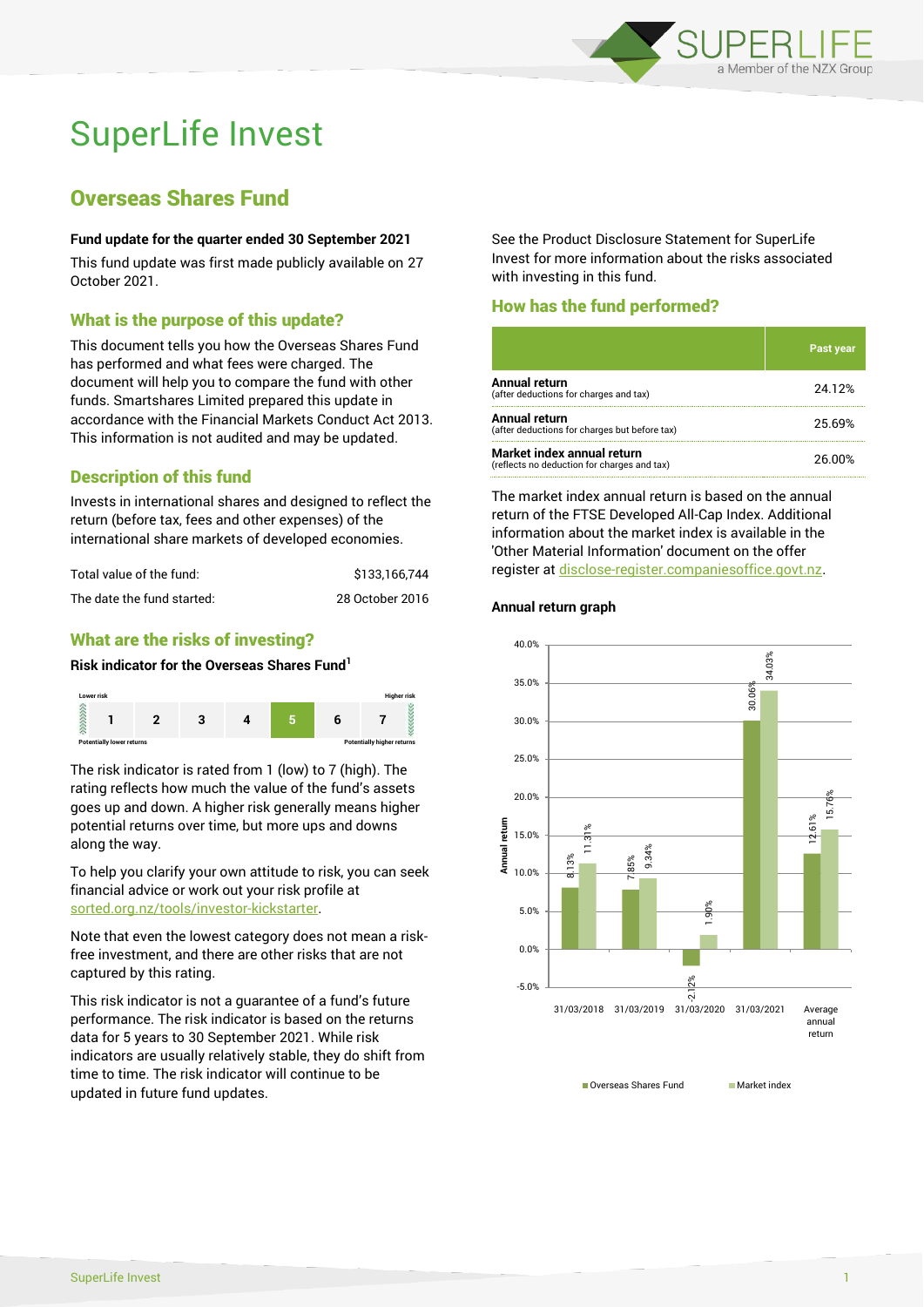# SuperLife Invest

## Overseas Shares Fund

**Fund update for the quarter ended 30 September 2021**

This fund update was first made publicly available on 27 October 2021.

### What is the purpose of this update?

This document tells you how the Overseas Shares Fund has performed and what fees were charged. The document will help you to compare the fund with other funds. Smartshares Limited prepared this update in accordance with the Financial Markets Conduct Act 2013. This information is not audited and may be updated.

### Description of this fund

Invests in international shares and designed to reflect the return (before tax, fees and other expenses) of the international share markets of developed economies.

| | |
|---|---|
| Total value of the fund: | $133,166,744 |
| The date the fund started: | 28 October 2016 |

### What are the risks of investing?

**Risk indicator for the Overseas Shares Fund[1]**

| Lower risk | | | | | | Higher risk |
|---|---|---|---|---|---|---|
| 1 | 2 | 3 | 4 | **5** | 6 | 7 |
| Potentially lower returns | | | | | | Potentially higher returns |

The risk indicator is rated from 1 (low) to 7 (high). The rating reflects how much the value of the fund's assets goes up and down. A higher risk generally means higher potential returns over time, but more ups and downs along the way.

To help you clarify your own attitude to risk, you can seek financial advice or work out your risk profile at sorted.org.nz/tools/investor-kickstarter.

Note that even the lowest category does not mean a risk-free investment, and there are other risks that are not captured by this rating.

This risk indicator is not a guarantee of a fund's future performance. The risk indicator is based on the returns data for 5 years to 30 September 2021. While risk indicators are usually relatively stable, they do shift from time to time. The risk indicator will continue to be updated in future fund updates.

See the Product Disclosure Statement for SuperLife Invest for more information about the risks associated with investing in this fund.

### How has the fund performed?

| | Past year |
|---|---|
| **Annual return** (after deductions for charges and tax) | 24.12% |
| **Annual return** (after deductions for charges but before tax) | 25.69% |
| **Market index annual return** (reflects no deduction for charges and tax) | 26.00% |

The market index annual return is based on the annual return of the FTSE Developed All-Cap Index. Additional information about the market index is available in the 'Other Material Information' document on the offer register at disclose-register.companiesoffice.govt.nz.

**Annual return graph**

| | Overseas Shares Fund | Market index |
|---|---|---|
| 31/03/2018 | 8.13% | 11.31% |
| 31/03/2019 | 7.85% | 9.34% |
| 31/03/2020 | -2.12% | 1.90% |
| 31/03/2021 | 30.06% | 34.03% |
| Average annual return | 12.61% | 15.76% |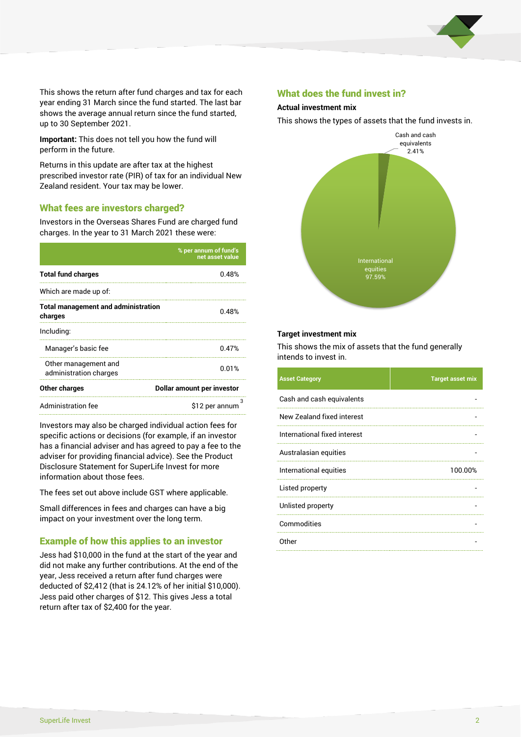This shows the return after fund charges and tax for each year ending 31 March since the fund started. The last bar shows the average annual return since the fund started, up to 30 September 2021.

**Important:** This does not tell you how the fund will perform in the future.

Returns in this update are after tax at the highest prescribed investor rate (PIR) of tax for an individual New Zealand resident. Your tax may be lower.

## What fees are investors charged?

Investors in the Overseas Shares Fund are charged fund charges. In the year to 31 March 2021 these were:

| | % per annum of fund's net asset value |
|---|---|
| **Total fund charges** | 0.48% |
| Which are made up of: | |
| **Total management and administration charges** | 0.48% |
| Including: | |
| Manager's basic fee | 0.47% |
| Other management and administration charges | 0.01% |
| **Other charges** | **Dollar amount per investor** |
| Administration fee | $12 per annum[3] |

Investors may also be charged individual action fees for specific actions or decisions (for example, if an investor has a financial adviser and has agreed to pay a fee to the adviser for providing financial advice). See the Product Disclosure Statement for SuperLife Invest for more information about those fees.

The fees set out above include GST where applicable.

Small differences in fees and charges can have a big impact on your investment over the long term.

## Example of how this applies to an investor

Jess had $10,000 in the fund at the start of the year and did not make any further contributions. At the end of the year, Jess received a return after fund charges were deducted of $2,412 (that is 24.12% of her initial $10,000). Jess paid other charges of $12. This gives Jess a total return after tax of $2,400 for the year.

## What does the fund invest in?

### Actual investment mix

This shows the types of assets that the fund invests in.

Cash and cash equivalents 2.41%

International equities 97.59%

### Target investment mix

This shows the mix of assets that the fund generally intends to invest in.

| Asset Category | Target asset mix |
|---|---|
| Cash and cash equivalents | - |
| New Zealand fixed interest | - |
| International fixed interest | - |
| Australasian equities | - |
| International equities | 100.00% |
| Listed property | - |
| Unlisted property | - |
| Commodities | - |
| Other | - |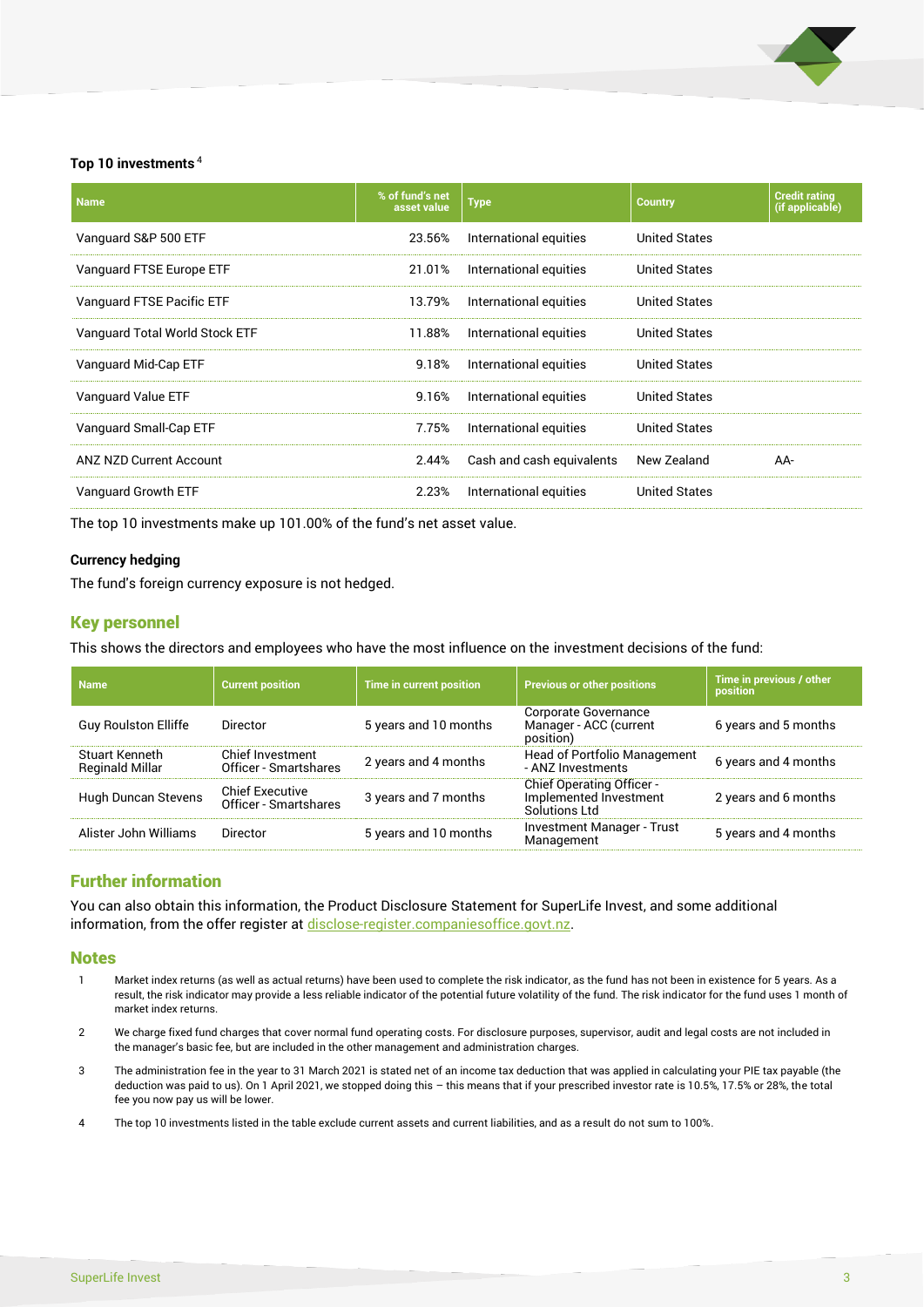**Top 10 investments**[4]

| Name | % of fund's net asset value | Type | Country | Credit rating (if applicable) |
|---|---|---|---|---|
| Vanguard S&P 500 ETF | 23.56% | International equities | United States | |
| Vanguard FTSE Europe ETF | 21.01% | International equities | United States | |
| Vanguard FTSE Pacific ETF | 13.79% | International equities | United States | |
| Vanguard Total World Stock ETF | 11.88% | International equities | United States | |
| Vanguard Mid-Cap ETF | 9.18% | International equities | United States | |
| Vanguard Value ETF | 9.16% | International equities | United States | |
| Vanguard Small-Cap ETF | 7.75% | International equities | United States | |
| ANZ NZD Current Account | 2.44% | Cash and cash equivalents | New Zealand | AA- |
| Vanguard Growth ETF | 2.23% | International equities | United States | |

The top 10 investments make up 101.00% of the fund's net asset value.

**Currency hedging**

The fund's foreign currency exposure is not hedged.

## Key personnel

This shows the directors and employees who have the most influence on the investment decisions of the fund:

| Name | Current position | Time in current position | Previous or other positions | Time in previous / other position |
|---|---|---|---|---|
| Guy Roulston Elliffe | Director | 5 years and 10 months | Corporate Governance Manager - ACC (current position) | 6 years and 5 months |
| Stuart Kenneth Reginald Millar | Chief Investment Officer - Smartshares | 2 years and 4 months | Head of Portfolio Management - ANZ Investments | 6 years and 4 months |
| Hugh Duncan Stevens | Chief Executive Officer - Smartshares | 3 years and 7 months | Chief Operating Officer - Implemented Investment Solutions Ltd | 2 years and 6 months |
| Alister John Williams | Director | 5 years and 10 months | Investment Manager - Trust Management | 5 years and 4 months |

## Further information

You can also obtain this information, the Product Disclosure Statement for SuperLife Invest, and some additional information, from the offer register at disclose-register.companiesoffice.govt.nz.

## Notes

1. Market index returns (as well as actual returns) have been used to complete the risk indicator, as the fund has not been in existence for 5 years. As a result, the risk indicator may provide a less reliable indicator of the potential future volatility of the fund. The risk indicator for the fund uses 1 month of market index returns.
2. We charge fixed fund charges that cover normal fund operating costs. For disclosure purposes, supervisor, audit and legal costs are not included in the manager's basic fee, but are included in the other management and administration charges.
3. The administration fee in the year to 31 March 2021 is stated net of an income tax deduction that was applied in calculating your PIE tax payable (the deduction was paid to us). On 1 April 2021, we stopped doing this – this means that if your prescribed investor rate is 10.5%, 17.5% or 28%, the total fee you now pay us will be lower.
4. The top 10 investments listed in the table exclude current assets and current liabilities, and as a result do not sum to 100%.